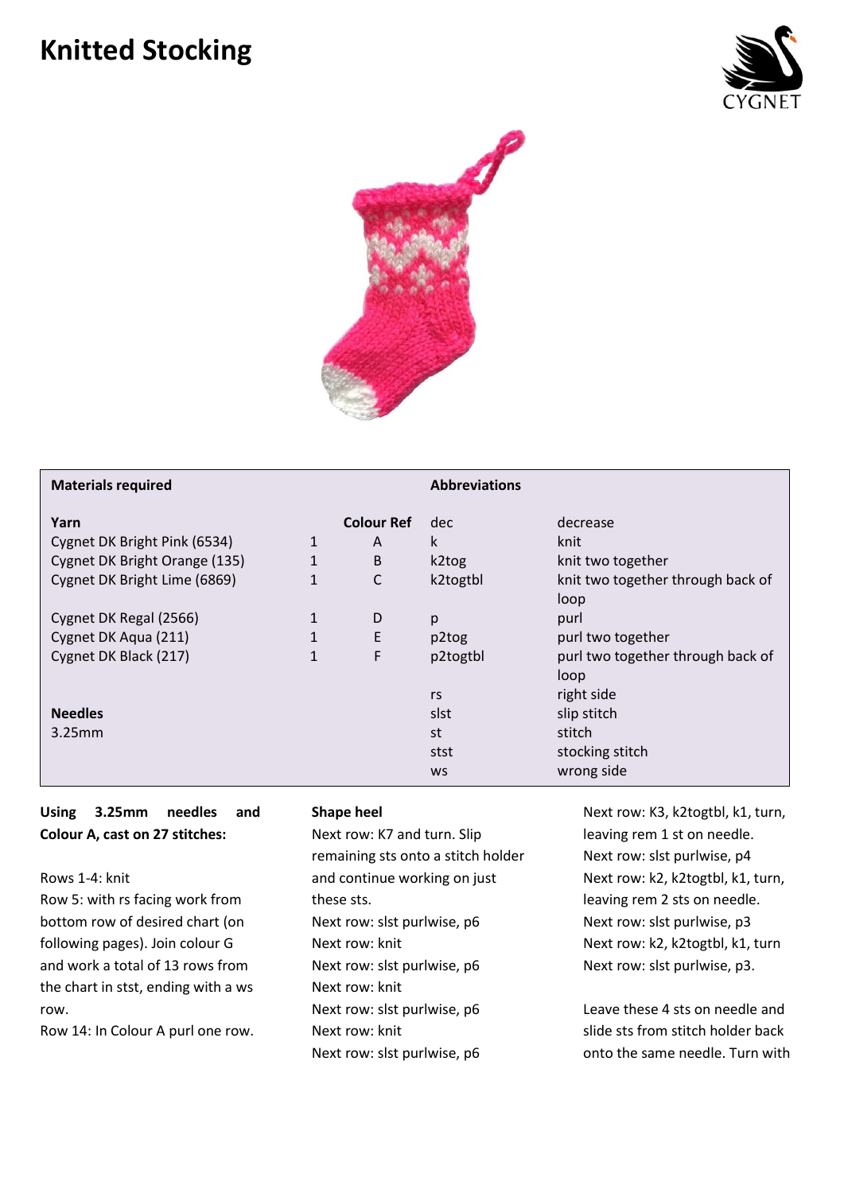# Knitted Stocking

| Materials required | | | Abbreviations | |
|---|---|---|---|---|
| **Yarn** | | **Colour Ref** | dec | decrease |
| Cygnet DK Bright Pink (6534) | 1 | A | k | knit |
| Cygnet DK Bright Orange (135) | 1 | B | k2tog | knit two together |
| Cygnet DK Bright Lime (6869) | 1 | C | k2togtbl | knit two together through back of loop |
| Cygnet DK Regal (2566) | 1 | D | p | purl |
| Cygnet DK Aqua (211) | 1 | E | p2tog | purl two together |
| Cygnet DK Black (217) | 1 | F | p2togtbl | purl two together through back of loop |
| | | | rs | right side |
| **Needles** | | | slst | slip stitch |
| 3.25mm | | | st | stitch |
| | | | stst | stocking stitch |
| | | | ws | wrong side |

**Using 3.25mm needles and Colour A, cast on 27 stitches:**

Rows 1-4: knit
Row 5: with rs facing work from bottom row of desired chart (on following pages). Join colour G and work a total of 13 rows from the chart in stst, ending with a ws row.
Row 14: In Colour A purl one row.

**Shape heel**
Next row: K7 and turn. Slip remaining sts onto a stitch holder and continue working on just these sts.
Next row: slst purlwise, p6
Next row: knit
Next row: slst purlwise, p6
Next row: knit
Next row: slst purlwise, p6
Next row: knit
Next row: slst purlwise, p6
Next row: K3, k2togtbl, k1, turn, leaving rem 1 st on needle.
Next row: slst purlwise, p4
Next row: k2, k2togtbl, k1, turn, leaving rem 2 sts on needle.
Next row: slst purlwise, p3
Next row: k2, k2togtbl, k1, turn
Next row: slst purlwise, p3.

Leave these 4 sts on needle and slide sts from stitch holder back onto the same needle. Turn with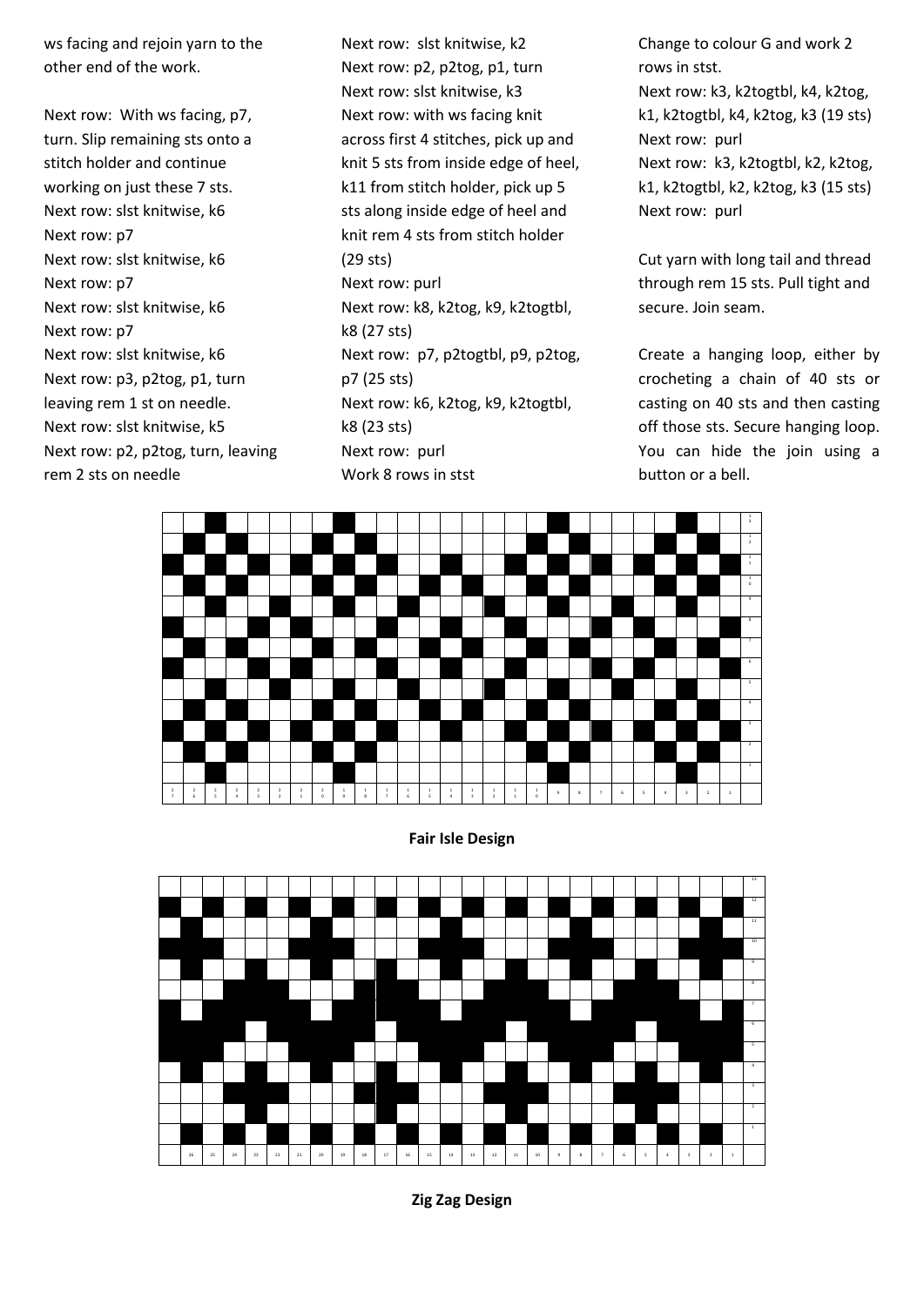ws facing and rejoin yarn to the other end of the work.

Next row: With ws facing, p7, turn. Slip remaining sts onto a stitch holder and continue working on just these 7 sts.
Next row: slst knitwise, k6
Next row: p7
Next row: slst knitwise, k6
Next row: p7
Next row: slst knitwise, k6
Next row: p7
Next row: slst knitwise, k6
Next row: p3, p2tog, p1, turn leaving rem 1 st on needle.
Next row: slst knitwise, k5
Next row: p2, p2tog, turn, leaving rem 2 sts on needle
Next row: slst knitwise, k2
Next row: p2, p2tog, p1, turn
Next row: slst knitwise, k3
Next row: with ws facing knit across first 4 stitches, pick up and knit 5 sts from inside edge of heel, k11 from stitch holder, pick up 5 sts along inside edge of heel and knit rem 4 sts from stitch holder (29 sts)
Next row: purl
Next row: k8, k2tog, k9, k2togtbl, k8 (27 sts)
Next row: p7, p2togtbl, p9, p2tog, p7 (25 sts)
Next row: k6, k2tog, k9, k2togtbl, k8 (23 sts)
Next row: purl
Work 8 rows in stst

Change to colour G and work 2 rows in stst.
Next row: k3, k2togtbl, k4, k2tog, k1, k2togtbl, k4, k2tog, k3 (19 sts)
Next row: purl
Next row: k3, k2togtbl, k2, k2tog, k1, k2togtbl, k2, k2tog, k3 (15 sts)
Next row: purl

Cut yarn with long tail and thread through rem 15 sts. Pull tight and secure. Join seam.

Create a hanging loop, either by crocheting a chain of 40 sts or casting on 40 sts and then casting off those sts. Secure hanging loop. You can hide the join using a button or a bell.

**Fair Isle Design**

**Zig Zag Design**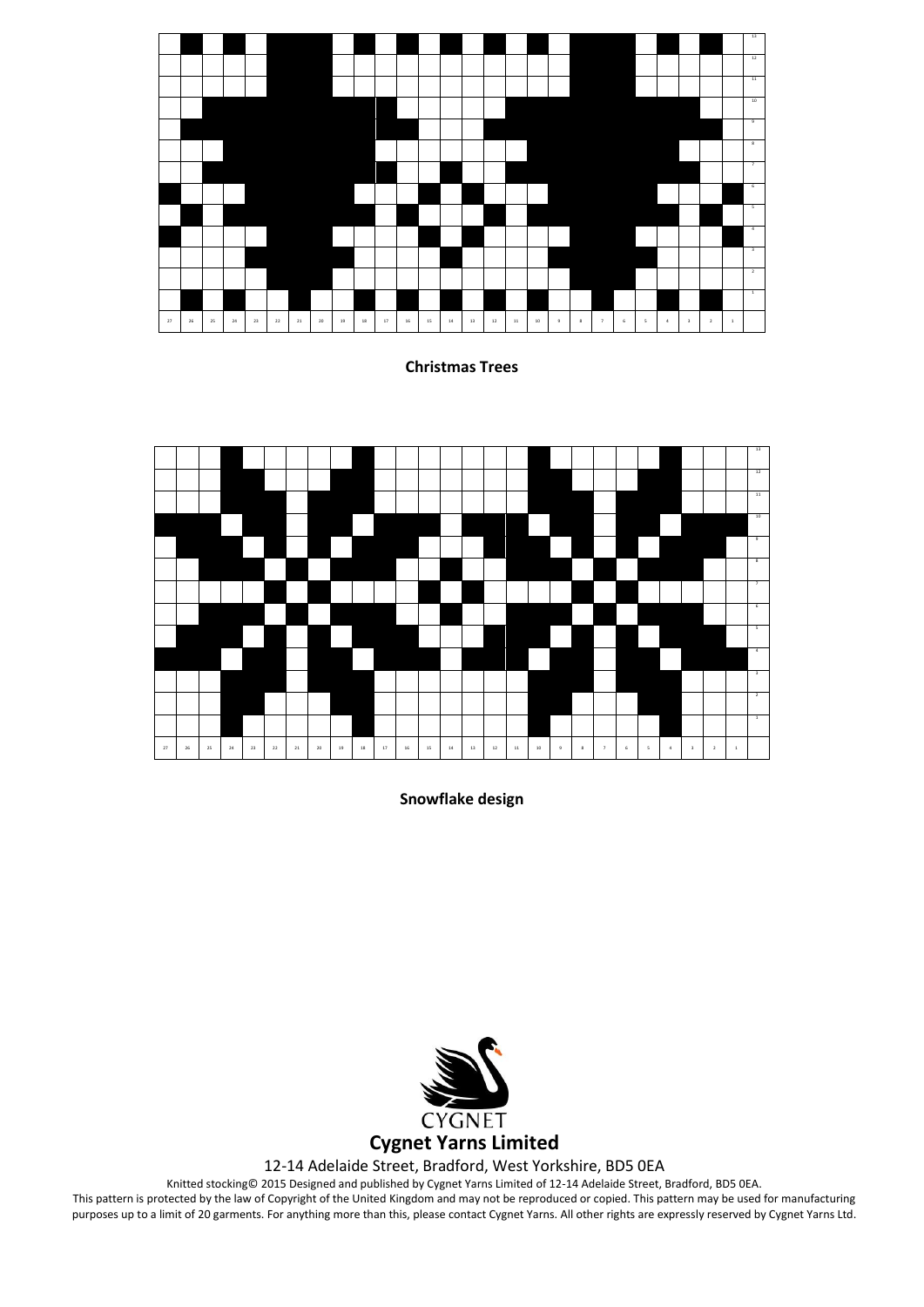**Christmas Trees**

**Snowflake design**

CYGNET

**Cygnet Yarns Limited**

12-14 Adelaide Street, Bradford, West Yorkshire, BD5 0EA

Knitted stocking© 2015 Designed and published by Cygnet Yarns Limited of 12-14 Adelaide Street, Bradford, BD5 0EA.
This pattern is protected by the law of Copyright of the United Kingdom and may not be reproduced or copied. This pattern may be used for manufacturing purposes up to a limit of 20 garments. For anything more than this, please contact Cygnet Yarns. All other rights are expressly reserved by Cygnet Yarns Ltd.